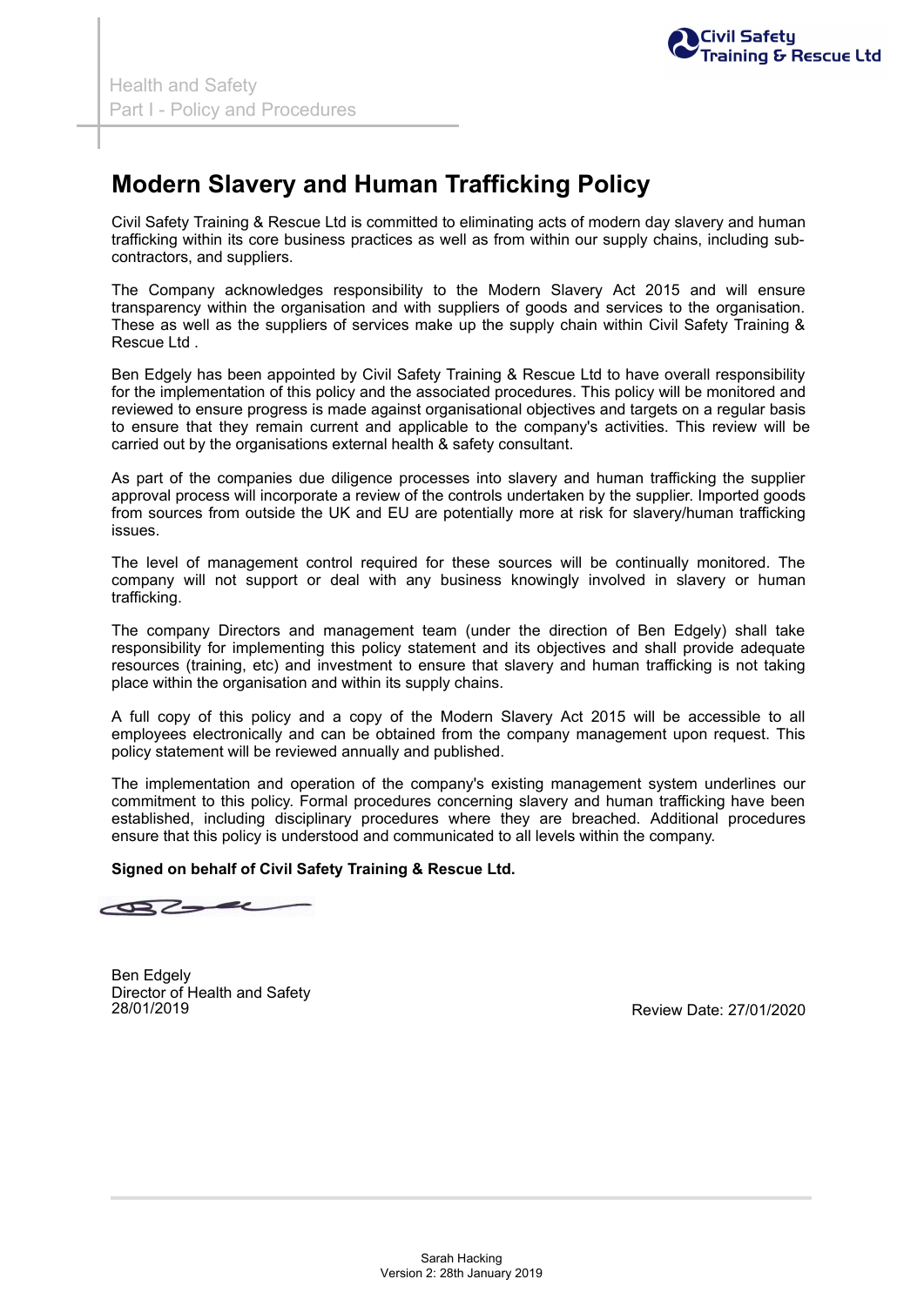# Modern Slavery and Human Trafficking Policy

Civil Safety Training & Rescue Ltd is committed to eliminating acts of modern day slavery and human trafficking within its core business practices as well as from within our supply chains, including sub-contractors, and suppliers.

The Company acknowledges responsibility to the Modern Slavery Act 2015 and will ensure transparency within the organisation and with suppliers of goods and services to the organisation. These as well as the suppliers of services make up the supply chain within Civil Safety Training & Rescue Ltd .

Ben Edgely has been appointed by Civil Safety Training & Rescue Ltd to have overall responsibility for the implementation of this policy and the associated procedures. This policy will be monitored and reviewed to ensure progress is made against organisational objectives and targets on a regular basis to ensure that they remain current and applicable to the company's activities. This review will be carried out by the organisations external health & safety consultant.

As part of the companies due diligence processes into slavery and human trafficking the supplier approval process will incorporate a review of the controls undertaken by the supplier. Imported goods from sources from outside the UK and EU are potentially more at risk for slavery/human trafficking issues.

The level of management control required for these sources will be continually monitored. The company will not support or deal with any business knowingly involved in slavery or human trafficking.

The company Directors and management team (under the direction of Ben Edgely) shall take responsibility for implementing this policy statement and its objectives and shall provide adequate resources (training, etc) and investment to ensure that slavery and human trafficking is not taking place within the organisation and within its supply chains.

A full copy of this policy and a copy of the Modern Slavery Act 2015 will be accessible to all employees electronically and can be obtained from the company management upon request. This policy statement will be reviewed annually and published.

The implementation and operation of the company's existing management system underlines our commitment to this policy. Formal procedures concerning slavery and human trafficking have been established, including disciplinary procedures where they are breached. Additional procedures ensure that this policy is understood and communicated to all levels within the company.

**Signed on behalf of Civil Safety Training & Rescue Ltd.**

Ben Edgely
Director of Health and Safety
28/01/2019

Review Date: 27/01/2020

Sarah Hacking
Version 2: 28th January 2019